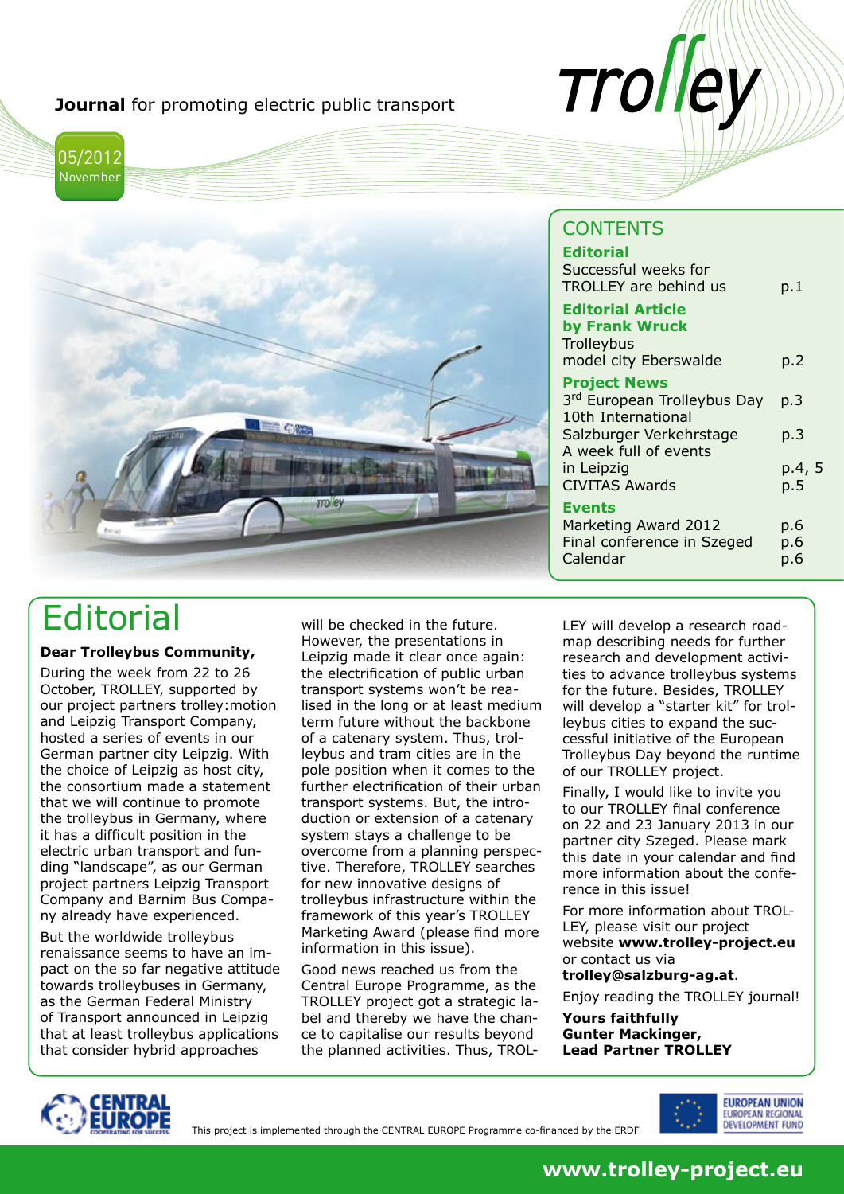**Journal** for promoting electric public transport

# trolley

05/2012
November

## CONTENTS

**Editorial**
Successful weeks for TROLLEY are behind us — p.1

**Editorial Article by Frank Wruck**
Trolleybus model city Eberswalde — p.2

**Project News**
3rd European Trolleybus Day — p.3
10th International Salzburger Verkehrstage — p.3
A week full of events in Leipzig — p.4, 5
CIVITAS Awards — p.5

**Events**
Marketing Award 2012 — p.6
Final conference in Szeged — p.6
Calendar — p.6

# Editorial

**Dear Trolleybus Community,**

During the week from 22 to 26 October, TROLLEY, supported by our project partners trolley:motion and Leipzig Transport Company, hosted a series of events in our German partner city Leipzig. With the choice of Leipzig as host city, the consortium made a statement that we will continue to promote the trolleybus in Germany, where it has a difficult position in the electric urban transport and funding "landscape", as our German project partners Leipzig Transport Company and Barnim Bus Company already have experienced.

But the worldwide trolleybus renaissance seems to have an impact on the so far negative attitude towards trolleybuses in Germany, as the German Federal Ministry of Transport announced in Leipzig that at least trolleybus applications that consider hybrid approaches will be checked in the future. However, the presentations in Leipzig made it clear once again: the electrification of public urban transport systems won't be realised in the long or at least medium term future without the backbone of a catenary system. Thus, trolleybus and tram cities are in the pole position when it comes to the further electrification of their urban transport systems. But, the introduction or extension of a catenary system stays a challenge to be overcome from a planning perspective. Therefore, TROLLEY searches for new innovative designs of trolleybus infrastructure within the framework of this year's TROLLEY Marketing Award (please find more information in this issue).

Good news reached us from the Central Europe Programme, as the TROLLEY project got a strategic label and thereby we have the chance to capitalise our results beyond the planned activities. Thus, TROLLEY will develop a research roadmap describing needs for further research and development activities to advance trolleybus systems for the future. Besides, TROLLEY will develop a "starter kit" for trolleybus cities to expand the successful initiative of the European Trolleybus Day beyond the runtime of our TROLLEY project.

Finally, I would like to invite you to our TROLLEY final conference on 22 and 23 January 2013 in our partner city Szeged. Please mark this date in your calendar and find more information about the conference in this issue!

For more information about TROLLEY, please visit our project website **www.trolley-project.eu** or contact us via **trolley@salzburg-ag.at**.

Enjoy reading the TROLLEY journal!

**Yours faithfully**
**Gunter Mackinger,**
**Lead Partner TROLLEY**

This project is implemented through the CENTRAL EUROPE Programme co-financed by the ERDF

**www.trolley-project.eu**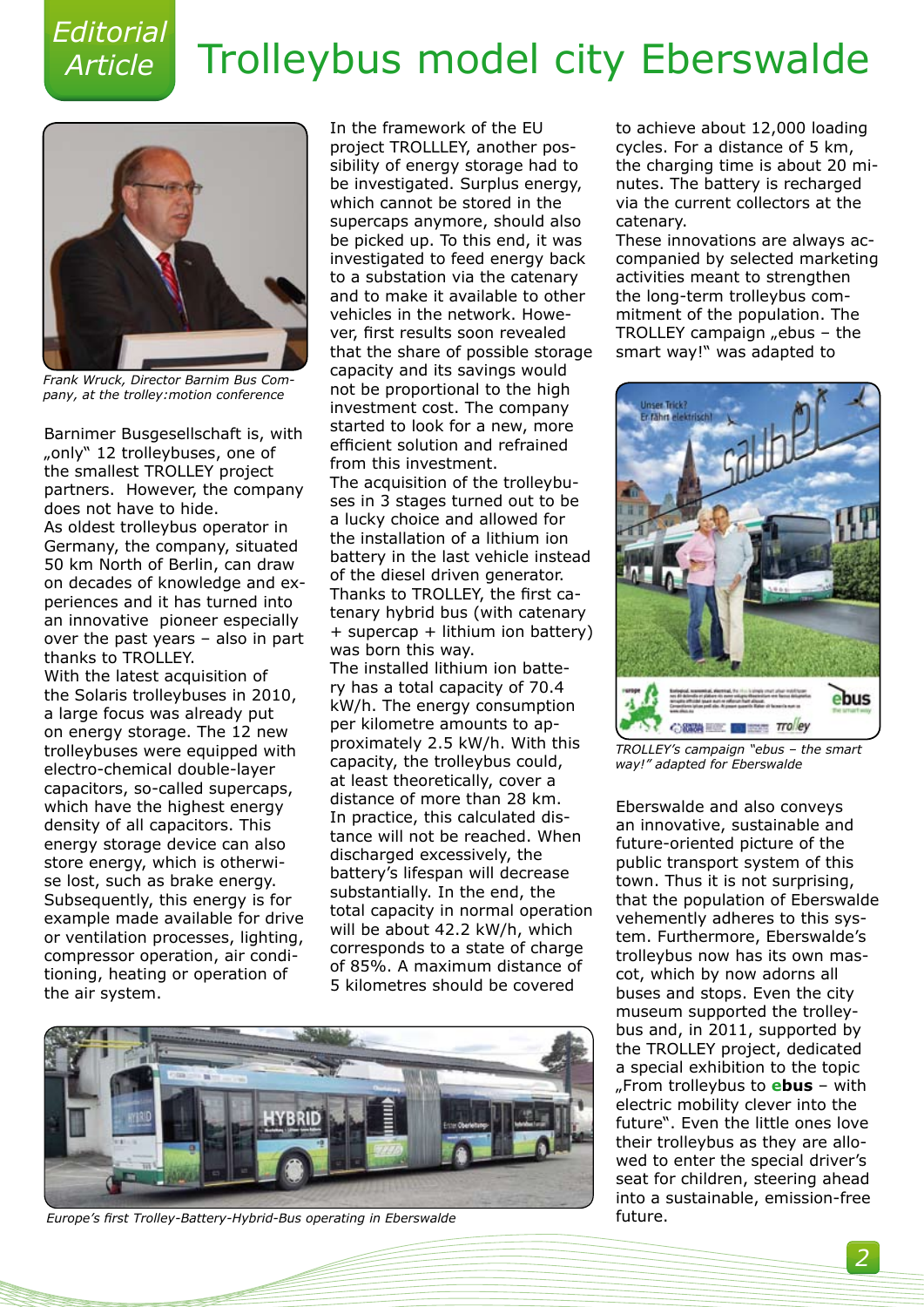Editorial Article

# Trolleybus model city Eberswalde

Frank Wruck, Director Barnim Bus Company, at the trolley:motion conference

Barnimer Busgesellschaft is, with „only" 12 trolleybuses, one of the smallest TROLLEY project partners. However, the company does not have to hide.

As oldest trolleybus operator in Germany, the company, situated 50 km North of Berlin, can draw on decades of knowledge and experiences and it has turned into an innovative pioneer especially over the past years – also in part thanks to TROLLEY.

With the latest acquisition of the Solaris trolleybuses in 2010, a large focus was already put on energy storage. The 12 new trolleybuses were equipped with electro-chemical double-layer capacitors, so-called supercaps, which have the highest energy density of all capacitors. This energy storage device can also store energy, which is otherwise lost, such as brake energy. Subsequently, this energy is for example made available for drive or ventilation processes, lighting, compressor operation, air conditioning, heating or operation of the air system.

In the framework of the EU project TROLLLEY, another possibility of energy storage had to be investigated. Surplus energy, which cannot be stored in the supercaps anymore, should also be picked up. To this end, it was investigated to feed energy back to a substation via the catenary and to make it available to other vehicles in the network. However, first results soon revealed that the share of possible storage capacity and its savings would not be proportional to the high investment cost. The company started to look for a new, more efficient solution and refrained from this investment.

The acquisition of the trolleybuses in 3 stages turned out to be a lucky choice and allowed for the installation of a lithium ion battery in the last vehicle instead of the diesel driven generator. Thanks to TROLLEY, the first catenary hybrid bus (with catenary + supercap + lithium ion battery) was born this way.

The installed lithium ion battery has a total capacity of 70.4 kW/h. The energy consumption per kilometre amounts to approximately 2.5 kW/h. With this capacity, the trolleybus could, at least theoretically, cover a distance of more than 28 km. In practice, this calculated distance will not be reached. When discharged excessively, the battery's lifespan will decrease substantially. In the end, the total capacity in normal operation will be about 42.2 kW/h, which corresponds to a state of charge of 85%. A maximum distance of 5 kilometres should be covered to achieve about 12,000 loading cycles. For a distance of 5 km, the charging time is about 20 minutes. The battery is recharged via the current collectors at the catenary.

These innovations are always accompanied by selected marketing activities meant to strengthen the long-term trolleybus commitment of the population. The TROLLEY campaign „ebus – the smart way!" was adapted to Eberswalde and also conveys an innovative, sustainable and future-oriented picture of the public transport system of this town. Thus it is not surprising, that the population of Eberswalde vehemently adheres to this system. Furthermore, Eberswalde's trolleybus now has its own mascot, which by now adorns all buses and stops. Even the city museum supported the trolleybus and, in 2011, supported by the TROLLEY project, dedicated a special exhibition to the topic „From trolleybus to **ebus** – with electric mobility clever into the future". Even the little ones love their trolleybus as they are allowed to enter the special driver's seat for children, steering ahead into a sustainable, emission-free future.

TROLLEY's campaign "ebus – the smart way!" adapted for Eberswalde

Europe's first Trolley-Battery-Hybrid-Bus operating in Eberswalde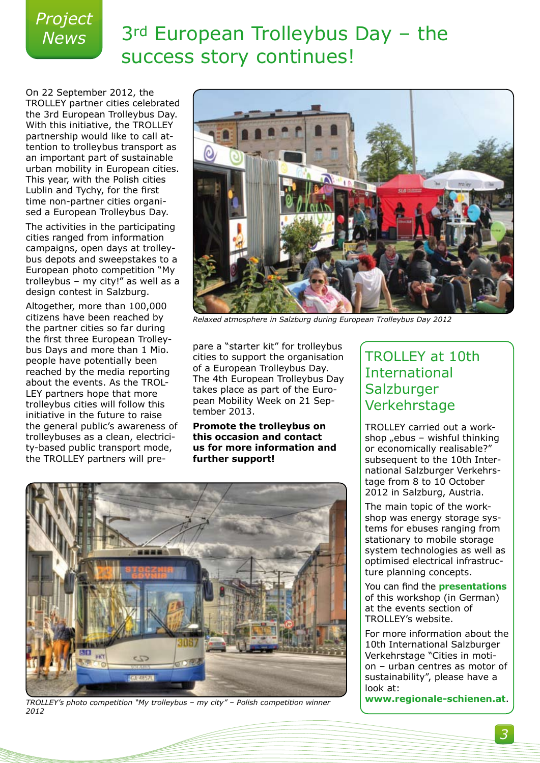Project News

# 3rd European Trolleybus Day – the success story continues!

On 22 September 2012, the TROLLEY partner cities celebrated the 3rd European Trolleybus Day. With this initiative, the TROLLEY partnership would like to call attention to trolleybus transport as an important part of sustainable urban mobility in European cities. This year, with the Polish cities Lublin and Tychy, for the first time non-partner cities organised a European Trolleybus Day.

The activities in the participating cities ranged from information campaigns, open days at trolleybus depots and sweepstakes to a European photo competition "My trolleybus – my city!" as well as a design contest in Salzburg.

Altogether, more than 100,000 citizens have been reached by the partner cities so far during the first three European Trolleybus Days and more than 1 Mio. people have potentially been reached by the media reporting about the events. As the TROLLEY partners hope that more trolleybus cities will follow this initiative in the future to raise the general public's awareness of trolleybuses as a clean, electricity-based public transport mode, the TROLLEY partners will prepare a "starter kit" for trolleybus cities to support the organisation of a European Trolleybus Day. The 4th European Trolleybus Day takes place as part of the European Mobility Week on 21 September 2013.

**Promote the trolleybus on this occasion and contact us for more information and further support!**

*Relaxed atmosphere in Salzburg during European Trolleybus Day 2012*

*TROLLEY's photo competition "My trolleybus – my city" – Polish competition winner 2012*

## TROLLEY at 10th International Salzburger Verkehrstage

TROLLEY carried out a workshop „ebus – wishful thinking or economically realisable?" subsequent to the 10th International Salzburger Verkehrstage from 8 to 10 October 2012 in Salzburg, Austria.

The main topic of the workshop was energy storage systems for ebuses ranging from stationary to mobile storage system technologies as well as optimised electrical infrastructure planning concepts.

You can find the **presentations** of this workshop (in German) at the events section of TROLLEY's website.

For more information about the 10th International Salzburger Verkehrstage "Cities in motion – urban centres as motor of sustainability", please have a look at: **www.regionale-schienen.at**.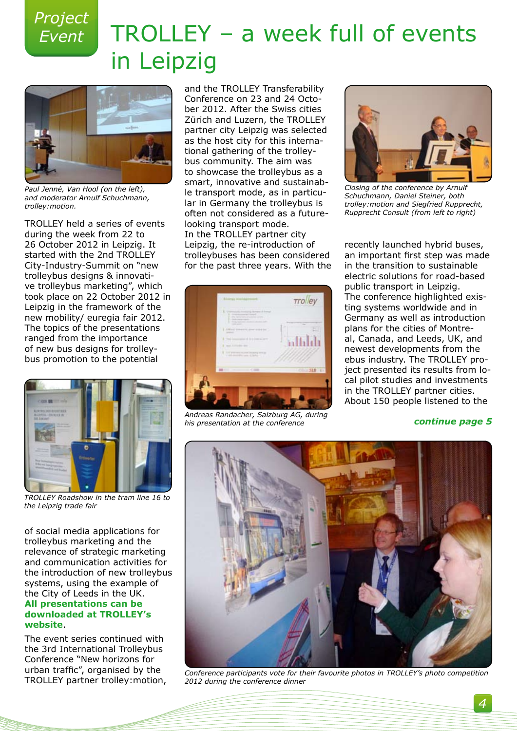Project Event

# TROLLEY – a week full of events in Leipzig

*Paul Jenné, Van Hool (on the left), and moderator Arnulf Schuchmann, trolley:motion.*

TROLLEY held a series of events during the week from 22 to 26 October 2012 in Leipzig. It started with the 2nd TROLLEY City-Industry-Summit on "new trolleybus designs & innovative trolleybus marketing", which took place on 22 October 2012 in Leipzig in the framework of the new mobility/ euregia fair 2012. The topics of the presentations ranged from the importance of new bus designs for trolleybus promotion to the potential of social media applications for trolleybus marketing and the relevance of strategic marketing and communication activities for the introduction of new trolleybus systems, using the example of the City of Leeds in the UK. **All presentations can be downloaded at TROLLEY's website**.

*TROLLEY Roadshow in the tram line 16 to the Leipzig trade fair*

The event series continued with the 3rd International Trolleybus Conference "New horizons for urban traffic", organised by the TROLLEY partner trolley:motion, and the TROLLEY Transferability Conference on 23 and 24 October 2012. After the Swiss cities Zürich and Luzern, the TROLLEY partner city Leipzig was selected as the host city for this international gathering of the trolleybus community. The aim was to showcase the trolleybus as a smart, innovative and sustainable transport mode, as in particular in Germany the trolleybus is often not considered as a future-looking transport mode.
In the TROLLEY partner city Leipzig, the re-introduction of trolleybuses has been considered for the past three years. With the recently launched hybrid buses, an important first step was made in the transition to sustainable electric solutions for road-based public transport in Leipzig.
The conference highlighted existing systems worldwide and in Germany as well as introduction plans for the cities of Montreal, Canada, and Leeds, UK, and newest developments from the ebus industry. The TROLLEY project presented its results from local pilot studies and investments in the TROLLEY partner cities. About 150 people listened to the

*Andreas Randacher, Salzburg AG, during his presentation at the conference*

*Closing of the conference by Arnulf Schuchmann, Daniel Steiner, both trolley:motion and Siegfried Rupprecht, Rupprecht Consult (from left to right)*

**continue page 5**

*Conference participants vote for their favourite photos in TROLLEY's photo competition 2012 during the conference dinner*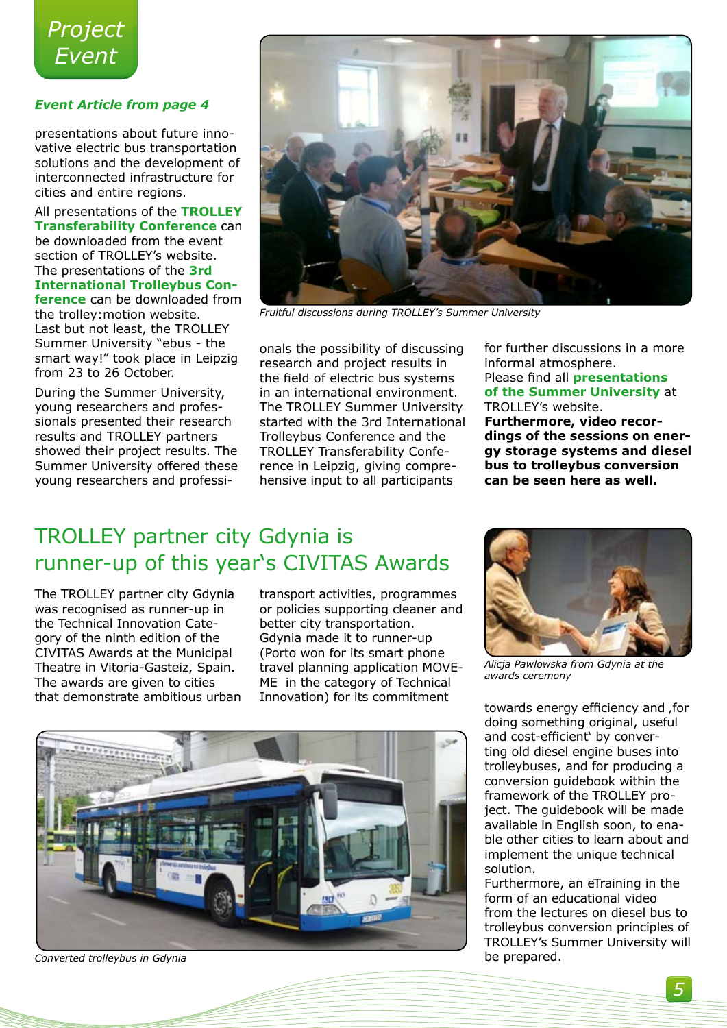# Project Event

***Event Article from page 4***

presentations about future innovative electric bus transportation solutions and the development of interconnected infrastructure for cities and entire regions.

All presentations of the **TROLLEY Transferability Conference** can be downloaded from the event section of TROLLEY's website. The presentations of the **3rd International Trolleybus Conference** can be downloaded from the trolley:motion website. Last but not least, the TROLLEY Summer University "ebus - the smart way!" took place in Leipzig from 23 to 26 October.

During the Summer University, young researchers and professionals presented their research results and TROLLEY partners showed their project results. The Summer University offered these young researchers and professionals the possibility of discussing research and project results in the field of electric bus systems in an international environment. The TROLLEY Summer University started with the 3rd International Trolleybus Conference and the TROLLEY Transferability Conference in Leipzig, giving comprehensive input to all participants for further discussions in a more informal atmosphere. Please find all **presentations of the Summer University** at TROLLEY's website. **Furthermore, video recordings of the sessions on energy storage systems and diesel bus to trolleybus conversion can be seen here as well.**

*Fruitful discussions during TROLLEY's Summer University*

## TROLLEY partner city Gdynia is runner-up of this year's CIVITAS Awards

The TROLLEY partner city Gdynia was recognised as runner-up in the Technical Innovation Category of the ninth edition of the CIVITAS Awards at the Municipal Theatre in Vitoria-Gasteiz, Spain. The awards are given to cities that demonstrate ambitious urban transport activities, programmes or policies supporting cleaner and better city transportation. Gdynia made it to runner-up (Porto won for its smart phone travel planning application MOVE-ME in the category of Technical Innovation) for its commitment towards energy efficiency and ‚for doing something original, useful and cost-efficient' by converting old diesel engine buses into trolleybuses, and for producing a conversion guidebook within the framework of the TROLLEY project. The guidebook will be made available in English soon, to enable other cities to learn about and implement the unique technical solution.
Furthermore, an eTraining in the form of an educational video from the lectures on diesel bus to trolleybus conversion principles of TROLLEY's Summer University will be prepared.

*Alicja Pawlowska from Gdynia at the awards ceremony*

*Converted trolleybus in Gdynia*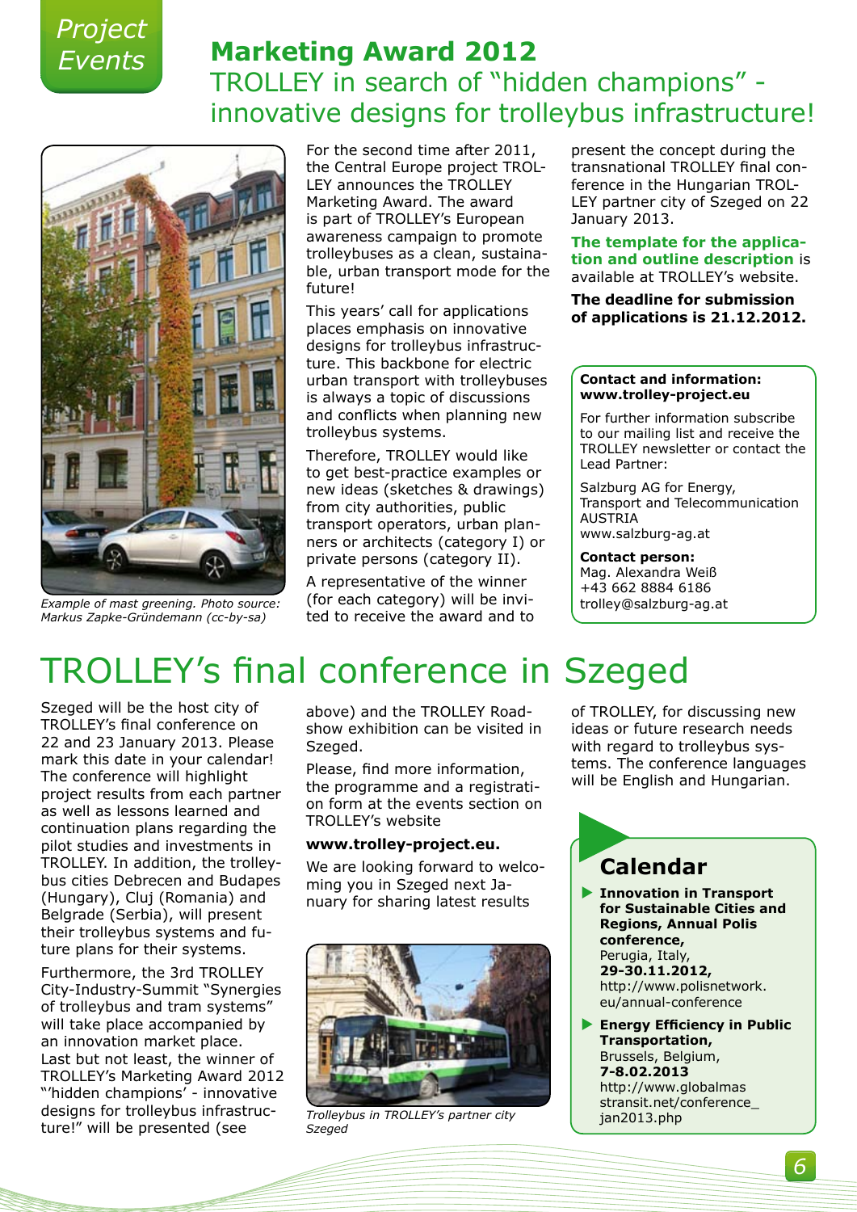*Project Events*

## Marketing Award 2012

## TROLLEY in search of "hidden champions" - innovative designs for trolleybus infrastructure!

*Example of mast greening. Photo source: Markus Zapke-Gründemann (cc-by-sa)*

For the second time after 2011, the Central Europe project TROLLEY announces the TROLLEY Marketing Award. The award is part of TROLLEY's European awareness campaign to promote trolleybuses as a clean, sustainable, urban transport mode for the future!

This years' call for applications places emphasis on innovative designs for trolleybus infrastructure. This backbone for electric urban transport with trolleybuses is always a topic of discussions and conflicts when planning new trolleybus systems.

Therefore, TROLLEY would like to get best-practice examples or new ideas (sketches & drawings) from city authorities, public transport operators, urban planners or architects (category I) or private persons (category II).

A representative of the winner (for each category) will be invited to receive the award and to present the concept during the transnational TROLLEY final conference in the Hungarian TROLLEY partner city of Szeged on 22 January 2013.

**The template for the application and outline description** is available at TROLLEY's website.

**The deadline for submission of applications is 21.12.2012.**

**Contact and information: www.trolley-project.eu**

For further information subscribe to our mailing list and receive the TROLLEY newsletter or contact the Lead Partner:

Salzburg AG for Energy, Transport and Telecommunication
AUSTRIA
www.salzburg-ag.at

**Contact person:**
Mag. Alexandra Weiß
+43 662 8884 6186
trolley@salzburg-ag.at

# TROLLEY's final conference in Szeged

Szeged will be the host city of TROLLEY's final conference on 22 and 23 January 2013. Please mark this date in your calendar! The conference will highlight project results from each partner as well as lessons learned and continuation plans regarding the pilot studies and investments in TROLLEY. In addition, the trolleybus cities Debrecen and Budapes (Hungary), Cluj (Romania) and Belgrade (Serbia), will present their trolleybus systems and future plans for their systems.

Furthermore, the 3rd TROLLEY City-Industry-Summit "Synergies of trolleybus and tram systems" will take place accompanied by an innovation market place. Last but not least, the winner of TROLLEY's Marketing Award 2012 "'hidden champions' - innovative designs for trolleybus infrastructure!" will be presented (see above) and the TROLLEY Roadshow exhibition can be visited in Szeged.

Please, find more information, the programme and a registration form at the events section on TROLLEY's website

**www.trolley-project.eu.**

We are looking forward to welcoming you in Szeged next January for sharing latest results of TROLLEY, for discussing new ideas or future research needs with regard to trolleybus systems. The conference languages will be English and Hungarian.

*Trolleybus in TROLLEY's partner city Szeged*

## Calendar

- **Innovation in Transport for Sustainable Cities and Regions, Annual Polis conference,** Perugia, Italy, **29-30.11.2012,** http://www.polisnetwork.eu/annual-conference
- **Energy Efficiency in Public Transportation,** Brussels, Belgium, **7-8.02.2013** http://www.globalmasstransit.net/conference_jan2013.php